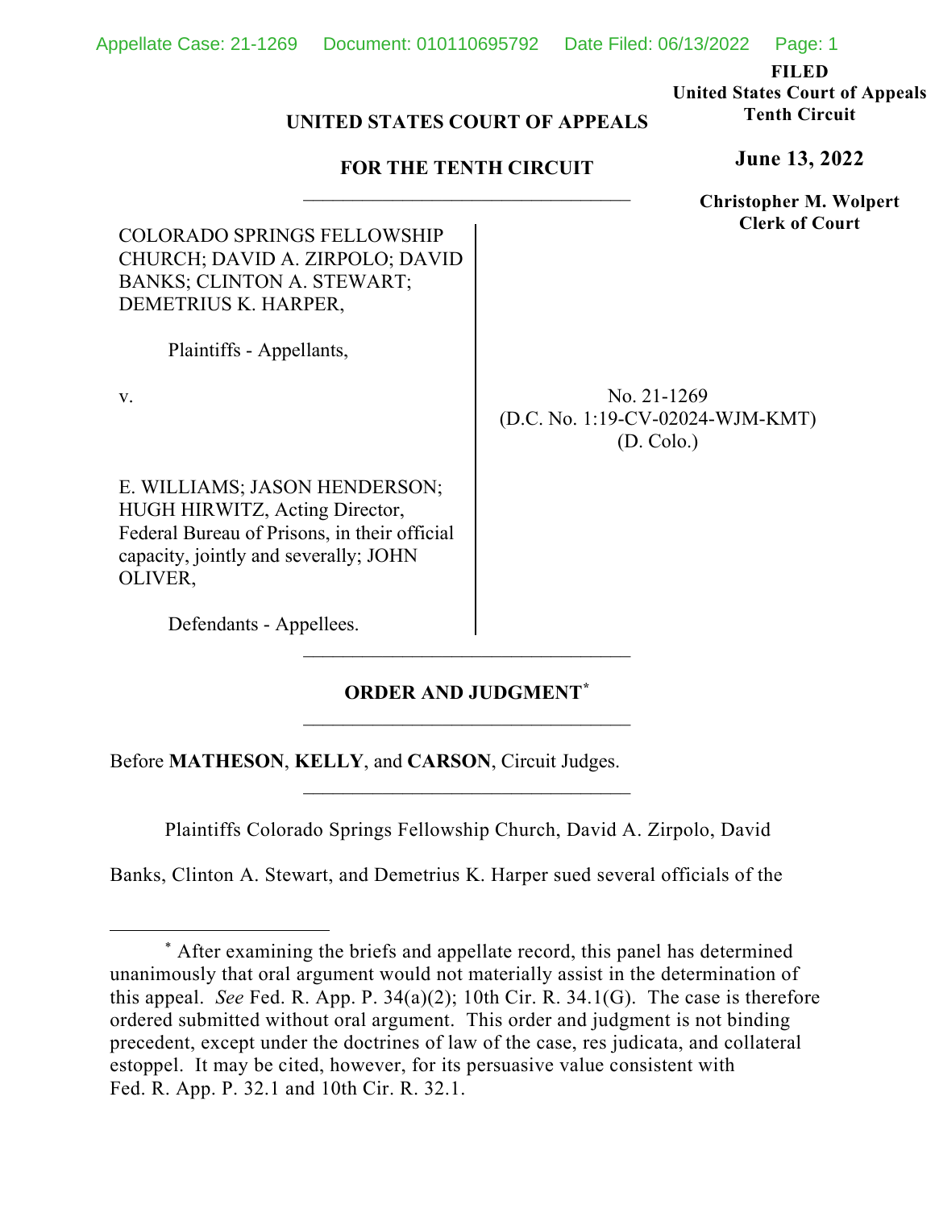**FILED**
**United States Court of Appeals**
**Tenth Circuit**

**June 13, 2022**

**Christopher M. Wolpert**
**Clerk of Court**

**UNITED STATES COURT OF APPEALS**

**FOR THE TENTH CIRCUIT**

---

COLORADO SPRINGS FELLOWSHIP CHURCH; DAVID A. ZIRPOLO; DAVID BANKS; CLINTON A. STEWART; DEMETRIUS K. HARPER,

Plaintiffs - Appellants,

v.

E. WILLIAMS; JASON HENDERSON; HUGH HIRWITZ, Acting Director, Federal Bureau of Prisons, in their official capacity, jointly and severally; JOHN OLIVER,

Defendants - Appellees.

No. 21-1269
(D.C. No. 1:19-CV-02024-WJM-KMT)
(D. Colo.)

---

**ORDER AND JUDGMENT***

---

Before **MATHESON**, **KELLY**, and **CARSON**, Circuit Judges.

---

Plaintiffs Colorado Springs Fellowship Church, David A. Zirpolo, David Banks, Clinton A. Stewart, and Demetrius K. Harper sued several officials of the

---

* After examining the briefs and appellate record, this panel has determined unanimously that oral argument would not materially assist in the determination of this appeal. *See* Fed. R. App. P. 34(a)(2); 10th Cir. R. 34.1(G). The case is therefore ordered submitted without oral argument. This order and judgment is not binding precedent, except under the doctrines of law of the case, res judicata, and collateral estoppel. It may be cited, however, for its persuasive value consistent with Fed. R. App. P. 32.1 and 10th Cir. R. 32.1.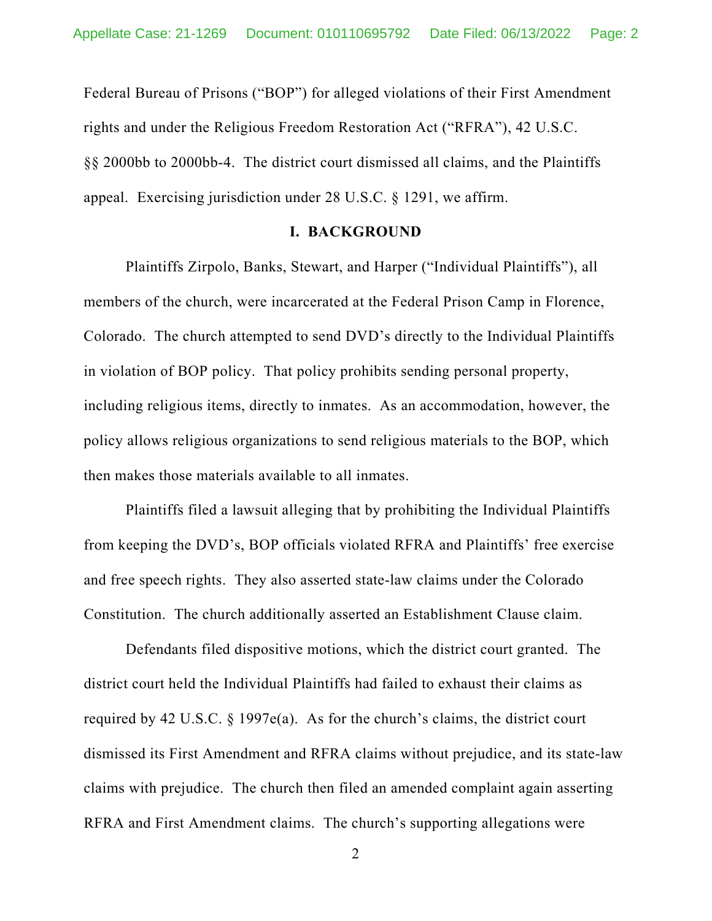Federal Bureau of Prisons ("BOP") for alleged violations of their First Amendment rights and under the Religious Freedom Restoration Act ("RFRA"), 42 U.S.C. §§ 2000bb to 2000bb-4. The district court dismissed all claims, and the Plaintiffs appeal. Exercising jurisdiction under 28 U.S.C. § 1291, we affirm.

## I. BACKGROUND

Plaintiffs Zirpolo, Banks, Stewart, and Harper ("Individual Plaintiffs"), all members of the church, were incarcerated at the Federal Prison Camp in Florence, Colorado. The church attempted to send DVD's directly to the Individual Plaintiffs in violation of BOP policy. That policy prohibits sending personal property, including religious items, directly to inmates. As an accommodation, however, the policy allows religious organizations to send religious materials to the BOP, which then makes those materials available to all inmates.

Plaintiffs filed a lawsuit alleging that by prohibiting the Individual Plaintiffs from keeping the DVD's, BOP officials violated RFRA and Plaintiffs' free exercise and free speech rights. They also asserted state-law claims under the Colorado Constitution. The church additionally asserted an Establishment Clause claim.

Defendants filed dispositive motions, which the district court granted. The district court held the Individual Plaintiffs had failed to exhaust their claims as required by 42 U.S.C. § 1997e(a). As for the church's claims, the district court dismissed its First Amendment and RFRA claims without prejudice, and its state-law claims with prejudice. The church then filed an amended complaint again asserting RFRA and First Amendment claims. The church's supporting allegations were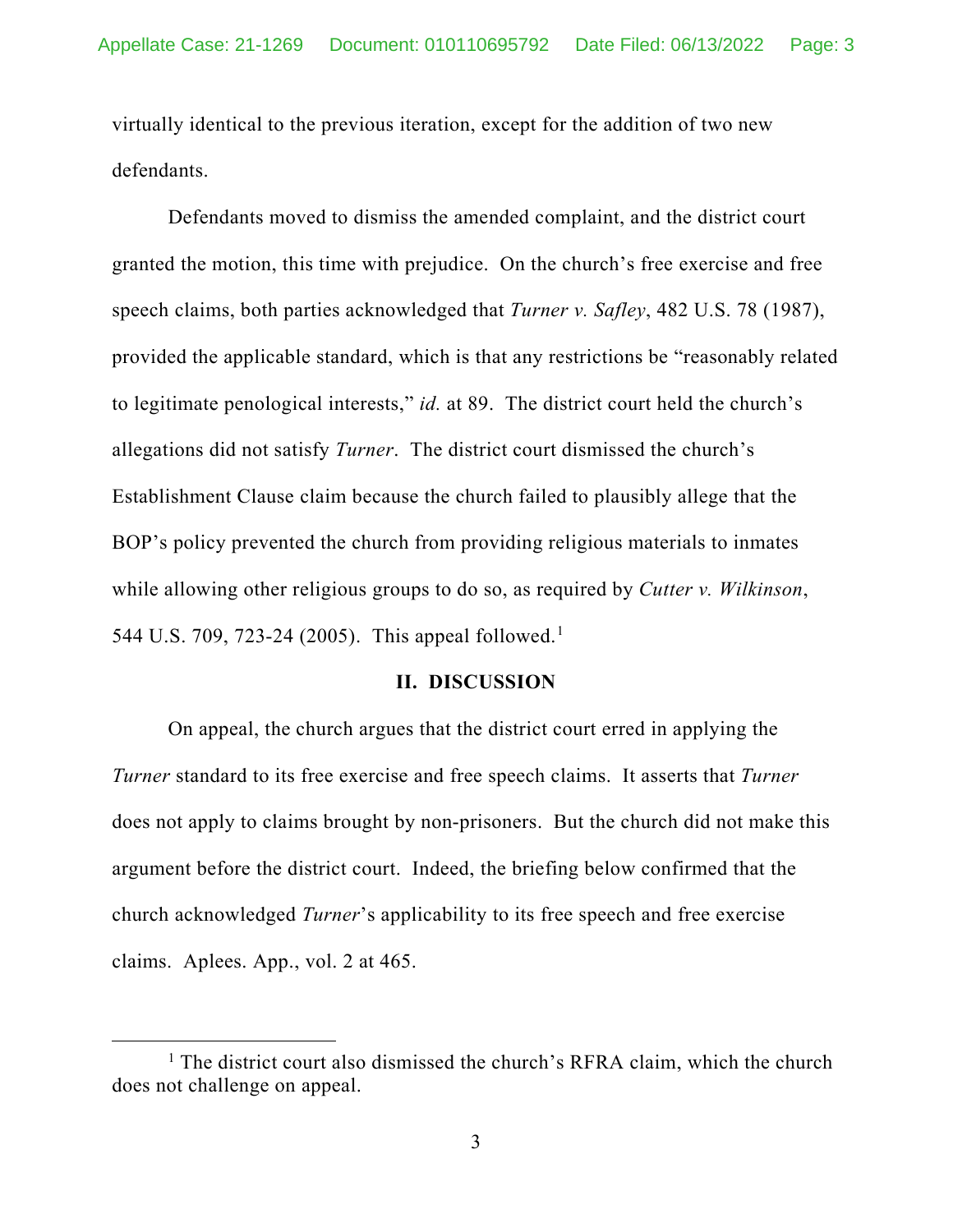virtually identical to the previous iteration, except for the addition of two new defendants.

Defendants moved to dismiss the amended complaint, and the district court granted the motion, this time with prejudice. On the church's free exercise and free speech claims, both parties acknowledged that *Turner v. Safley*, 482 U.S. 78 (1987), provided the applicable standard, which is that any restrictions be "reasonably related to legitimate penological interests," *id.* at 89. The district court held the church's allegations did not satisfy *Turner*. The district court dismissed the church's Establishment Clause claim because the church failed to plausibly allege that the BOP's policy prevented the church from providing religious materials to inmates while allowing other religious groups to do so, as required by *Cutter v. Wilkinson*, 544 U.S. 709, 723-24 (2005). This appeal followed.[1]

## II. DISCUSSION

On appeal, the church argues that the district court erred in applying the *Turner* standard to its free exercise and free speech claims. It asserts that *Turner* does not apply to claims brought by non-prisoners. But the church did not make this argument before the district court. Indeed, the briefing below confirmed that the church acknowledged *Turner*'s applicability to its free speech and free exercise claims. Aplees. App., vol. 2 at 465.

---

[1] The district court also dismissed the church's RFRA claim, which the church does not challenge on appeal.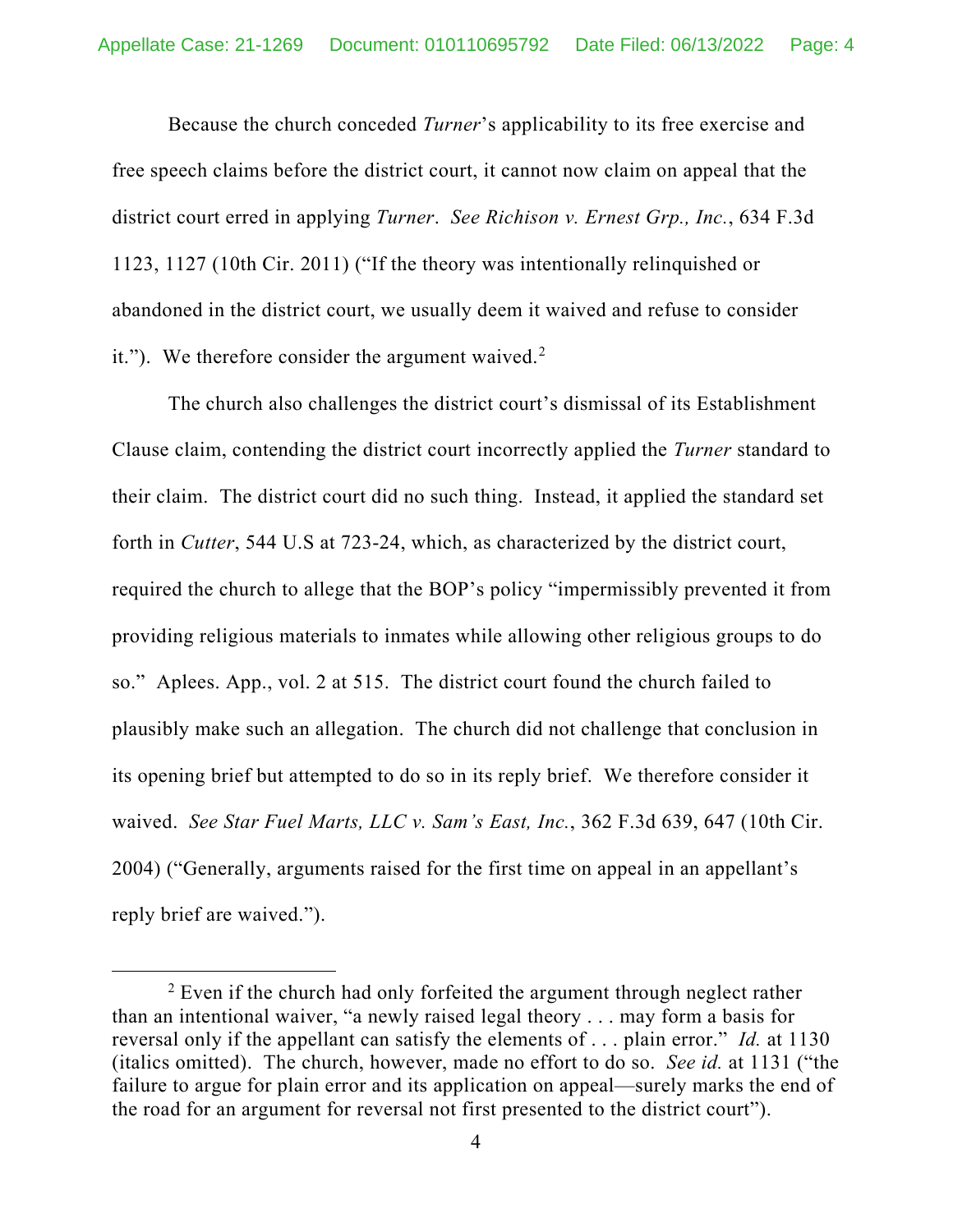Because the church conceded *Turner*'s applicability to its free exercise and free speech claims before the district court, it cannot now claim on appeal that the district court erred in applying *Turner*. *See Richison v. Ernest Grp., Inc.*, 634 F.3d 1123, 1127 (10th Cir. 2011) ("If the theory was intentionally relinquished or abandoned in the district court, we usually deem it waived and refuse to consider it."). We therefore consider the argument waived.[2]

The church also challenges the district court's dismissal of its Establishment Clause claim, contending the district court incorrectly applied the *Turner* standard to their claim. The district court did no such thing. Instead, it applied the standard set forth in *Cutter*, 544 U.S at 723-24, which, as characterized by the district court, required the church to allege that the BOP's policy "impermissibly prevented it from providing religious materials to inmates while allowing other religious groups to do so." Aplees. App., vol. 2 at 515. The district court found the church failed to plausibly make such an allegation. The church did not challenge that conclusion in its opening brief but attempted to do so in its reply brief. We therefore consider it waived. *See Star Fuel Marts, LLC v. Sam's East, Inc.*, 362 F.3d 639, 647 (10th Cir. 2004) ("Generally, arguments raised for the first time on appeal in an appellant's reply brief are waived.").

---

[2] Even if the church had only forfeited the argument through neglect rather than an intentional waiver, "a newly raised legal theory . . . may form a basis for reversal only if the appellant can satisfy the elements of . . . plain error." *Id.* at 1130 (italics omitted). The church, however, made no effort to do so. *See id.* at 1131 ("the failure to argue for plain error and its application on appeal—surely marks the end of the road for an argument for reversal not first presented to the district court").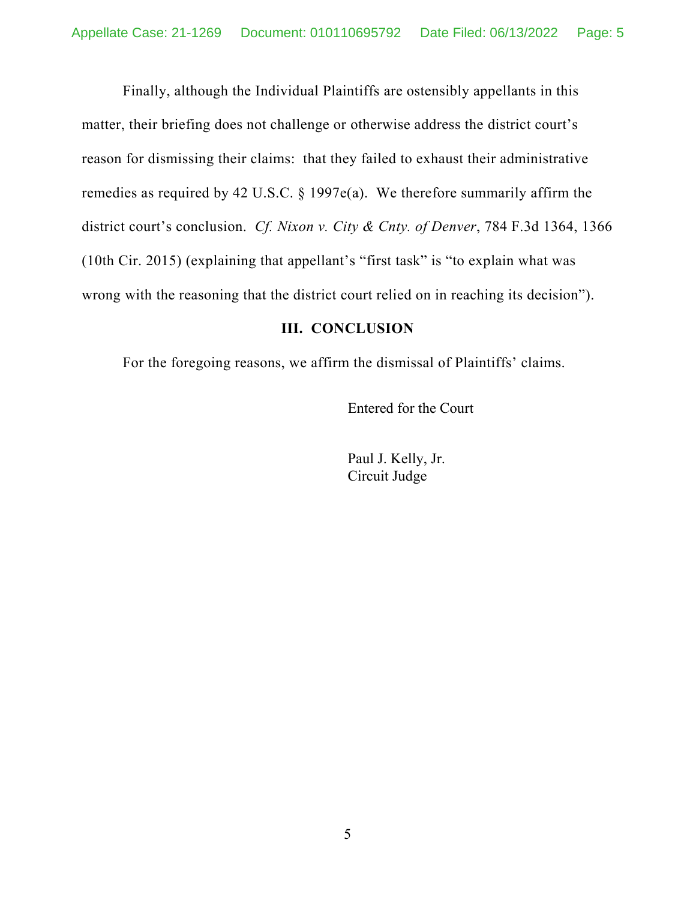Finally, although the Individual Plaintiffs are ostensibly appellants in this matter, their briefing does not challenge or otherwise address the district court's reason for dismissing their claims: that they failed to exhaust their administrative remedies as required by 42 U.S.C. § 1997e(a). We therefore summarily affirm the district court's conclusion. *Cf. Nixon v. City & Cnty. of Denver*, 784 F.3d 1364, 1366 (10th Cir. 2015) (explaining that appellant's "first task" is "to explain what was wrong with the reasoning that the district court relied on in reaching its decision").

## III. CONCLUSION

For the foregoing reasons, we affirm the dismissal of Plaintiffs' claims.

Entered for the Court

Paul J. Kelly, Jr.
Circuit Judge